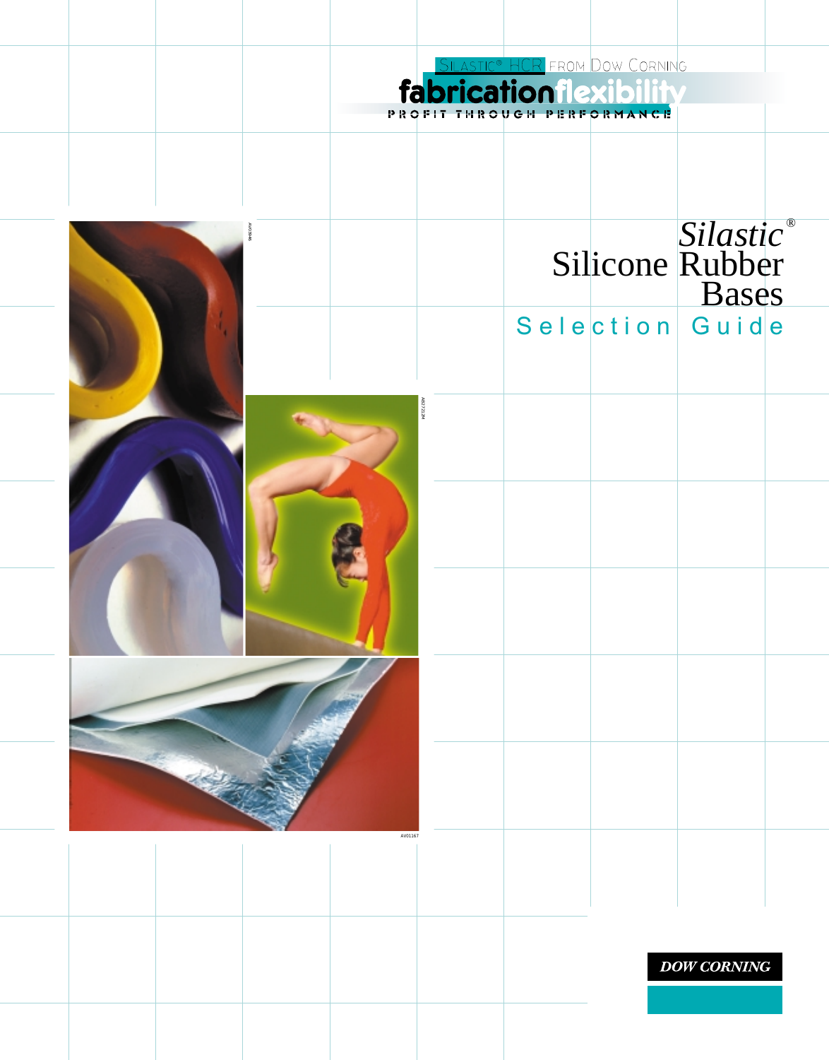Silastic® HCR from Dow Corning

**fabricationflexibility**

PROFIT THROUGH PERFORMANCE

# *Silastic*® Silicone Rubber Bases

## Selection Guide

AV03646

AV2712134

AV01167

DOW CORNING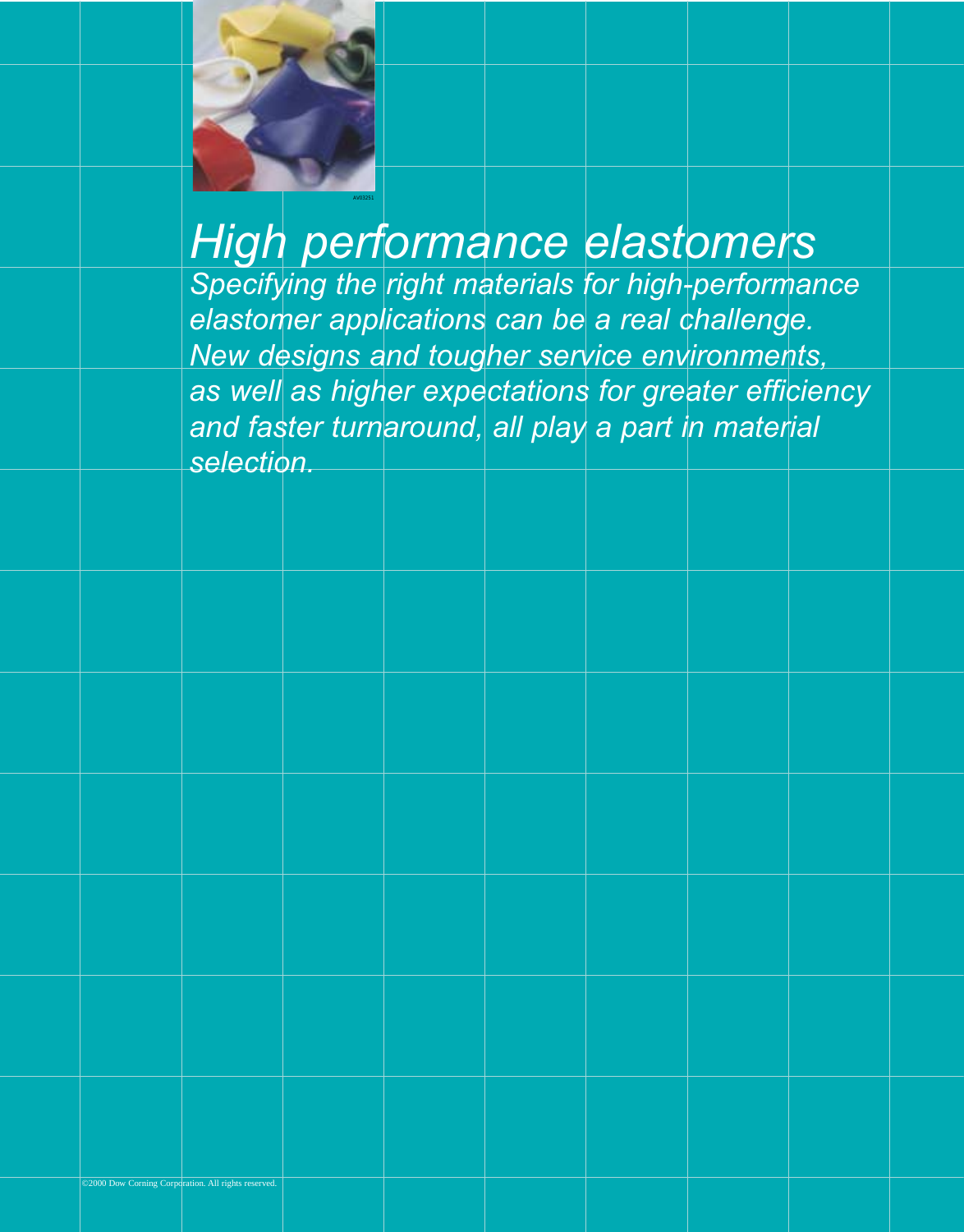# *High performance elastomers*

*Specifying the right materials for high-performance elastomer applications can be a real challenge. New designs and tougher service environments, as well as higher expectations for greater efficiency and faster turnaround, all play a part in material selection.*

©2000 Dow Corning Corporation. All rights reserved.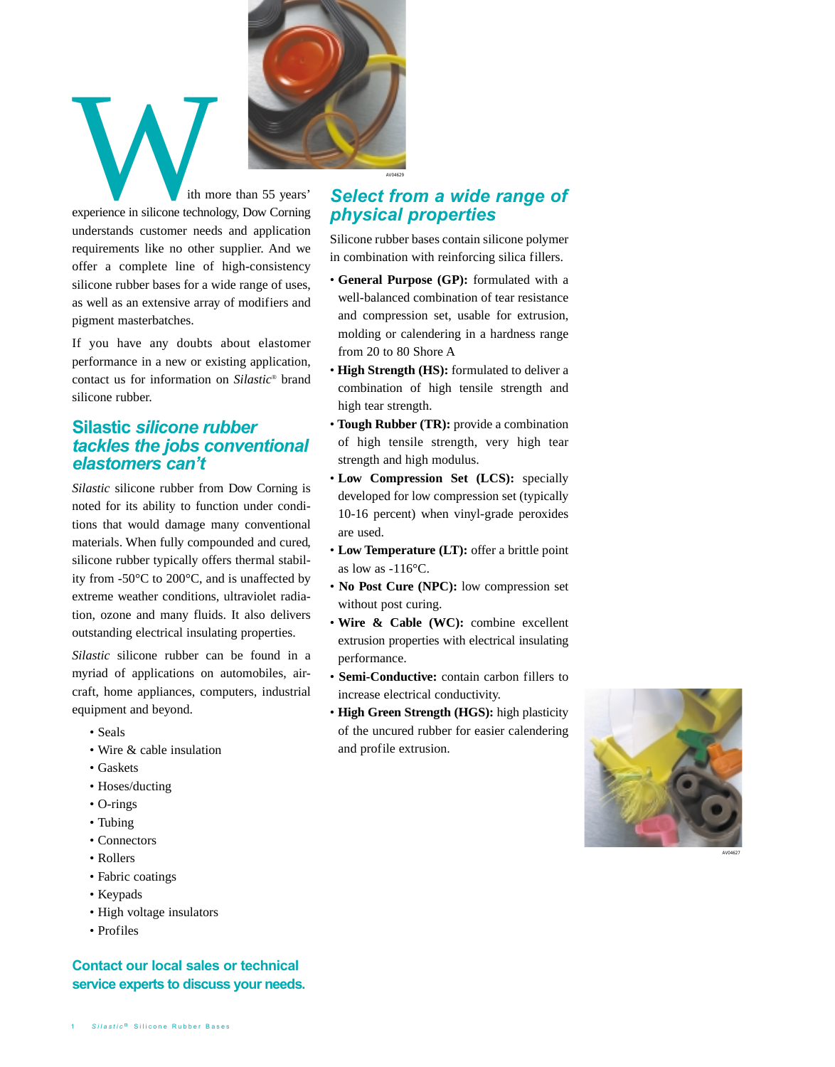With more than 55 years' experience in silicone technology, Dow Corning understands customer needs and application requirements like no other supplier. And we offer a complete line of high-consistency silicone rubber bases for a wide range of uses, as well as an extensive array of modifiers and pigment masterbatches.

If you have any doubts about elastomer performance in a new or existing application, contact us for information on *Silastic*® brand silicone rubber.

## Silastic *silicone rubber tackles the jobs conventional elastomers can't*

*Silastic* silicone rubber from Dow Corning is noted for its ability to function under conditions that would damage many conventional materials. When fully compounded and cured, silicone rubber typically offers thermal stability from -50°C to 200°C, and is unaffected by extreme weather conditions, ultraviolet radiation, ozone and many fluids. It also delivers outstanding electrical insulating properties.

*Silastic* silicone rubber can be found in a myriad of applications on automobiles, aircraft, home appliances, computers, industrial equipment and beyond.

- Seals
- Wire & cable insulation
- Gaskets
- Hoses/ducting
- O-rings
- Tubing
- Connectors
- Rollers
- Fabric coatings
- Keypads
- High voltage insulators
- Profiles

**Contact our local sales or technical service experts to discuss your needs.**

AV04629

## *Select from a wide range of physical properties*

Silicone rubber bases contain silicone polymer in combination with reinforcing silica fillers.

- **General Purpose (GP):** formulated with a well-balanced combination of tear resistance and compression set, usable for extrusion, molding or calendering in a hardness range from 20 to 80 Shore A
- **High Strength (HS):** formulated to deliver a combination of high tensile strength and high tear strength.
- **Tough Rubber (TR):** provide a combination of high tensile strength, very high tear strength and high modulus.
- **Low Compression Set (LCS):** specially developed for low compression set (typically 10-16 percent) when vinyl-grade peroxides are used.
- **Low Temperature (LT):** offer a brittle point as low as -116°C.
- **No Post Cure (NPC):** low compression set without post curing.
- **Wire & Cable (WC):** combine excellent extrusion properties with electrical insulating performance.
- **Semi-Conductive:** contain carbon fillers to increase electrical conductivity.
- **High Green Strength (HGS):** high plasticity of the uncured rubber for easier calendering and profile extrusion.

AV04627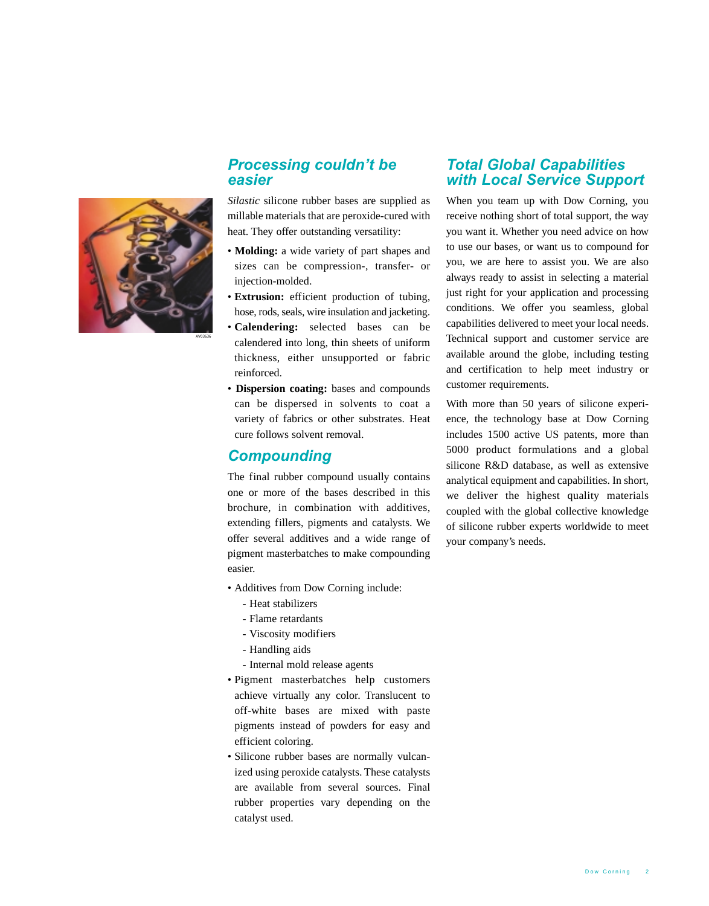## Processing couldn't be easier

*Silastic* silicone rubber bases are supplied as millable materials that are peroxide-cured with heat. They offer outstanding versatility:

- **Molding:** a wide variety of part shapes and sizes can be compression-, transfer- or injection-molded.
- **Extrusion:** efficient production of tubing, hose, rods, seals, wire insulation and jacketing.
- **Calendering:** selected bases can be calendered into long, thin sheets of uniform thickness, either unsupported or fabric reinforced.
- **Dispersion coating:** bases and compounds can be dispersed in solvents to coat a variety of fabrics or other substrates. Heat cure follows solvent removal.

## Compounding

The final rubber compound usually contains one or more of the bases described in this brochure, in combination with additives, extending fillers, pigments and catalysts. We offer several additives and a wide range of pigment masterbatches to make compounding easier.

- Additives from Dow Corning include:
  - Heat stabilizers
  - Flame retardants
  - Viscosity modifiers
  - Handling aids
  - Internal mold release agents
- Pigment masterbatches help customers achieve virtually any color. Translucent to off-white bases are mixed with paste pigments instead of powders for easy and efficient coloring.
- Silicone rubber bases are normally vulcanized using peroxide catalysts. These catalysts are available from several sources. Final rubber properties vary depending on the catalyst used.

## Total Global Capabilities with Local Service Support

When you team up with Dow Corning, you receive nothing short of total support, the way you want it. Whether you need advice on how to use our bases, or want us to compound for you, we are here to assist you. We are also always ready to assist in selecting a material just right for your application and processing conditions. We offer you seamless, global capabilities delivered to meet your local needs. Technical support and customer service are available around the globe, including testing and certification to help meet industry or customer requirements.

With more than 50 years of silicone experience, the technology base at Dow Corning includes 1500 active US patents, more than 5000 product formulations and a global silicone R&D database, as well as extensive analytical equipment and capabilities. In short, we deliver the highest quality materials coupled with the global collective knowledge of silicone rubber experts worldwide to meet your company's needs.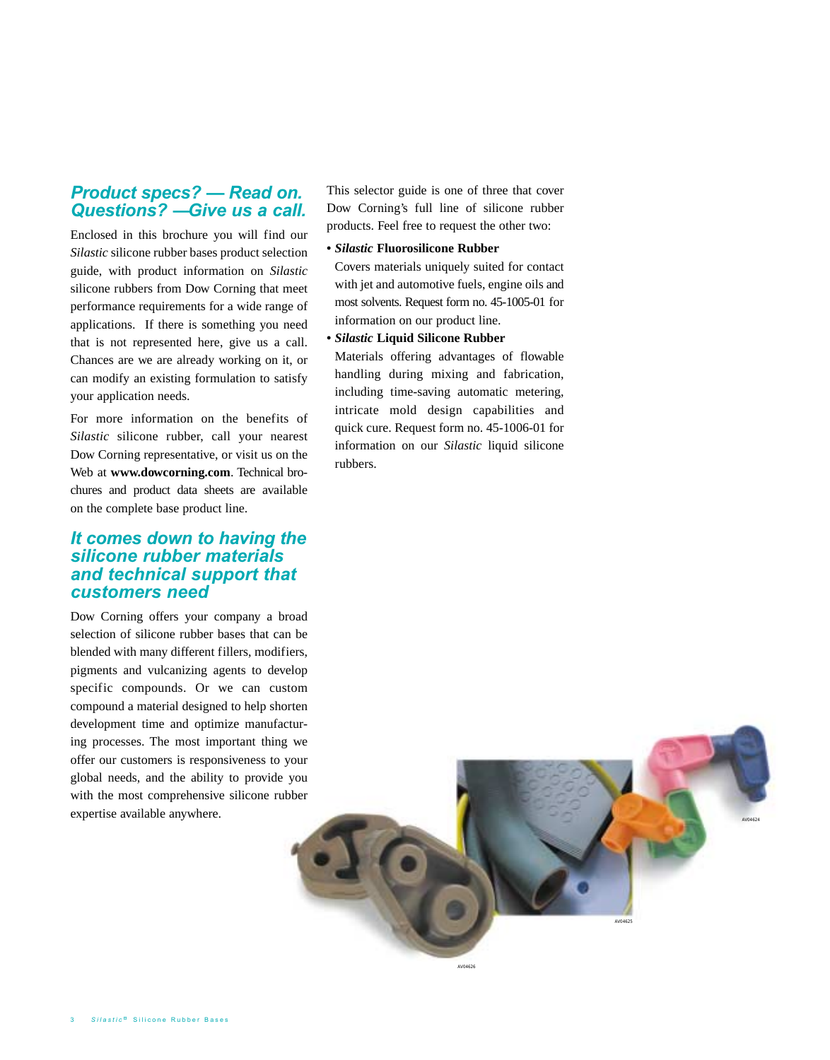## Product specs? — Read on. Questions? —Give us a call.

Enclosed in this brochure you will find our *Silastic* silicone rubber bases product selection guide, with product information on *Silastic* silicone rubbers from Dow Corning that meet performance requirements for a wide range of applications. If there is something you need that is not represented here, give us a call. Chances are we are already working on it, or can modify an existing formulation to satisfy your application needs.

For more information on the benefits of *Silastic* silicone rubber, call your nearest Dow Corning representative, or visit us on the Web at **www.dowcorning.com**. Technical brochures and product data sheets are available on the complete base product line.

## It comes down to having the silicone rubber materials and technical support that customers need

Dow Corning offers your company a broad selection of silicone rubber bases that can be blended with many different fillers, modifiers, pigments and vulcanizing agents to develop specific compounds. Or we can custom compound a material designed to help shorten development time and optimize manufacturing processes. The most important thing we offer our customers is responsiveness to your global needs, and the ability to provide you with the most comprehensive silicone rubber expertise available anywhere.

This selector guide is one of three that cover Dow Corning's full line of silicone rubber products. Feel free to request the other two:

- ***Silastic* Fluorosilicone Rubber**
  Covers materials uniquely suited for contact with jet and automotive fuels, engine oils and most solvents. Request form no. 45-1005-01 for information on our product line.
- ***Silastic* Liquid Silicone Rubber**
  Materials offering advantages of flowable handling during mixing and fabrication, including time-saving automatic metering, intricate mold design capabilities and quick cure. Request form no. 45-1006-01 for information on our *Silastic* liquid silicone rubbers.

AV04624

AV04625

AV04626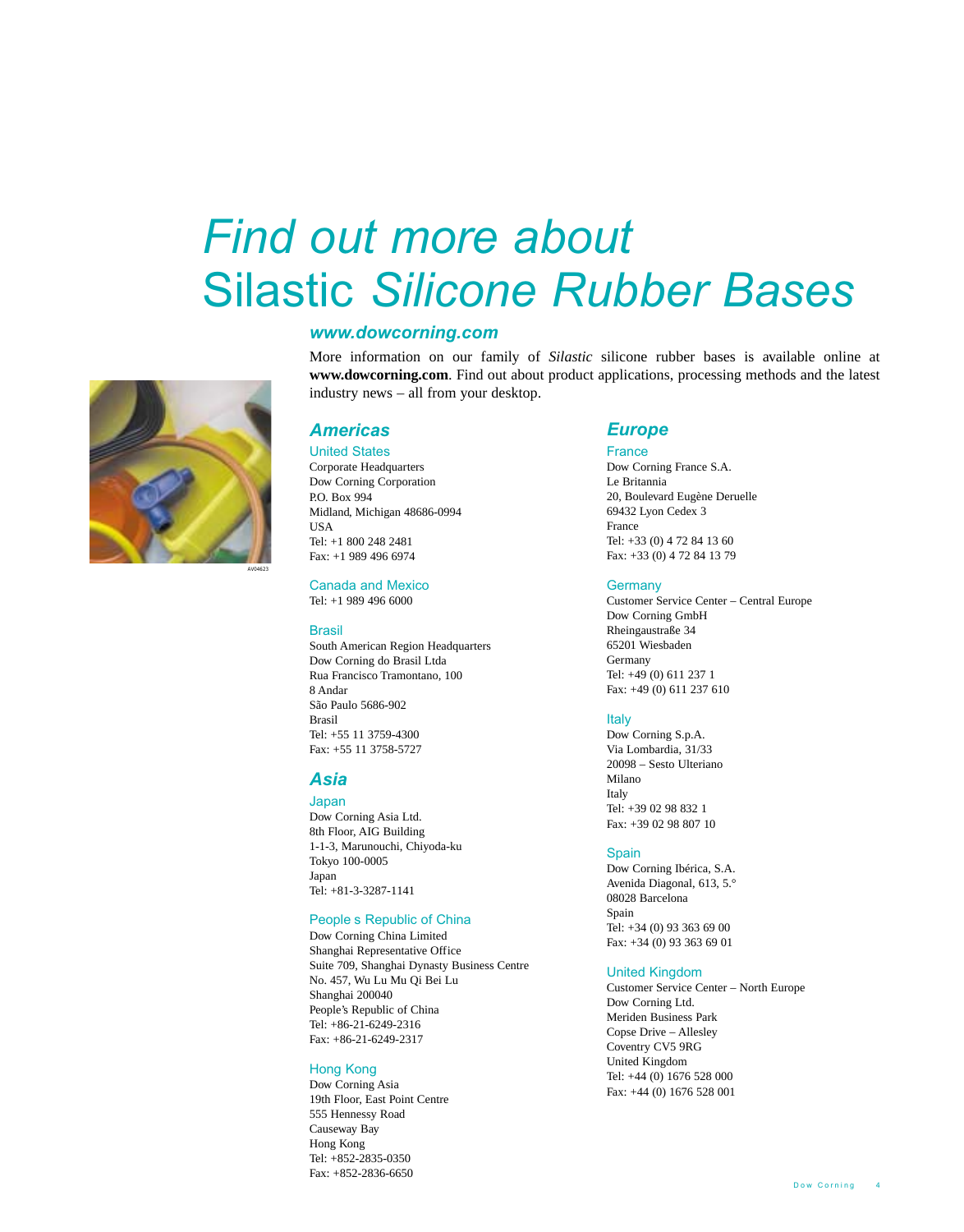# *Find out more about* Silastic *Silicone Rubber Bases*

### *www.dowcorning.com*

More information on our family of *Silastic* silicone rubber bases is available online at **www.dowcorning.com**. Find out about product applications, processing methods and the latest industry news – all from your desktop.

AV04623

## *Americas*

### United States

Corporate Headquarters
Dow Corning Corporation
P.O. Box 994
Midland, Michigan 48686-0994
USA
Tel: +1 800 248 2481
Fax: +1 989 496 6974

### Canada and Mexico

Tel: +1 989 496 6000

### Brasil

South American Region Headquarters
Dow Corning do Brasil Ltda
Rua Francisco Tramontano, 100
8 Andar
São Paulo 5686-902
Brasil
Tel: +55 11 3759-4300
Fax: +55 11 3758-5727

## *Asia*

### Japan

Dow Corning Asia Ltd.
8th Floor, AIG Building
1-1-3, Marunouchi, Chiyoda-ku
Tokyo 100-0005
Japan
Tel: +81-3-3287-1141

### People s Republic of China

Dow Corning China Limited
Shanghai Representative Office
Suite 709, Shanghai Dynasty Business Centre
No. 457, Wu Lu Mu Qi Bei Lu
Shanghai 200040
People's Republic of China
Tel: +86-21-6249-2316
Fax: +86-21-6249-2317

### Hong Kong

Dow Corning Asia
19th Floor, East Point Centre
555 Hennessy Road
Causeway Bay
Hong Kong
Tel: +852-2835-0350
Fax: +852-2836-6650

## *Europe*

### France

Dow Corning France S.A.
Le Britannia
20, Boulevard Eugène Deruelle
69432 Lyon Cedex 3
France
Tel: +33 (0) 4 72 84 13 60
Fax: +33 (0) 4 72 84 13 79

### Germany

Customer Service Center – Central Europe
Dow Corning GmbH
Rheingaustraße 34
65201 Wiesbaden
Germany
Tel: +49 (0) 611 237 1
Fax: +49 (0) 611 237 610

### Italy

Dow Corning S.p.A.
Via Lombardia, 31/33
20098 – Sesto Ulteriano
Milano
Italy
Tel: +39 02 98 832 1
Fax: +39 02 98 807 10

### Spain

Dow Corning Ibérica, S.A.
Avenida Diagonal, 613, 5.°
08028 Barcelona
Spain
Tel: +34 (0) 93 363 69 00
Fax: +34 (0) 93 363 69 01

### United Kingdom

Customer Service Center – North Europe
Dow Corning Ltd.
Meriden Business Park
Copse Drive – Allesley
Coventry CV5 9RG
United Kingdom
Tel: +44 (0) 1676 528 000
Fax: +44 (0) 1676 528 001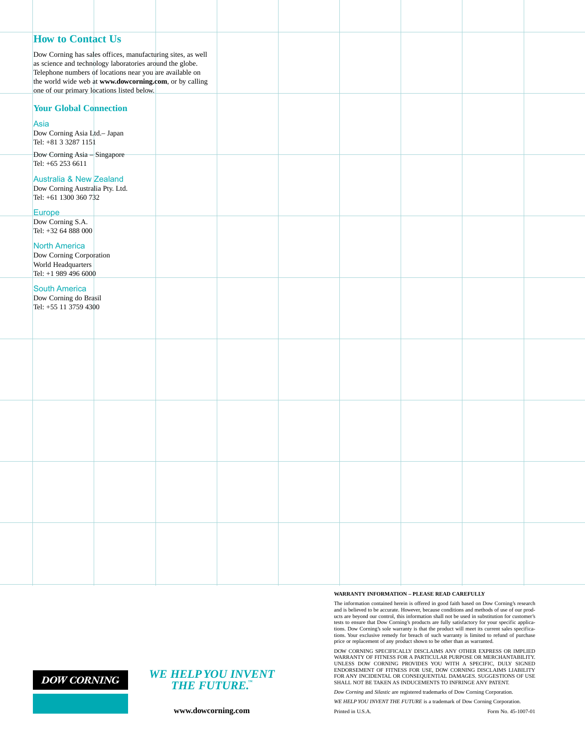## How to Contact Us

Dow Corning has sales offices, manufacturing sites, as well as science and technology laboratories around the globe. Telephone numbers of locations near you are available on the world wide web at **www.dowcorning.com**, or by calling one of our primary locations listed below.

## Your Global Connection

### Asia

Dow Corning Asia Ltd.– Japan
Tel: +81 3 3287 1151

Dow Corning Asia – Singapore
Tel: +65 253 6611

### Australia & New Zealand

Dow Corning Australia Pty. Ltd.
Tel: +61 1300 360 732

### Europe

Dow Corning S.A.
Tel: +32 64 888 000

### North America

Dow Corning Corporation
World Headquarters
Tel: +1 989 496 6000

### South America

Dow Corning do Brasil
Tel: +55 11 3759 4300

**WARRANTY INFORMATION – PLEASE READ CAREFULLY**

The information contained herein is offered in good faith based on Dow Corning's research and is believed to be accurate. However, because conditions and methods of use of our products are beyond our control, this information shall not be used in substitution for customer's tests to ensure that Dow Corning's products are fully satisfactory for your specific applications. Dow Corning's sole warranty is that the product will meet its current sales specifications. Your exclusive remedy for breach of such warranty is limited to refund of purchase price or replacement of any product shown to be other than as warranted.

DOW CORNING SPECIFICALLY DISCLAIMS ANY OTHER EXPRESS OR IMPLIED WARRANTY OF FITNESS FOR A PARTICULAR PURPOSE OR MERCHANTABILITY. UNLESS DOW CORNING PROVIDES YOU WITH A SPECIFIC, DULY SIGNED ENDORSEMENT OF FITNESS FOR USE, DOW CORNING DISCLAIMS LIABILITY FOR ANY INCIDENTAL OR CONSEQUENTIAL DAMAGES. SUGGESTIONS OF USE SHALL NOT BE TAKEN AS INDUCEMENTS TO INFRINGE ANY PATENT.

*Dow Corning* and *Silastic* are registered trademarks of Dow Corning Corporation.

*WE HELP YOU INVENT THE FUTURE* is a trademark of Dow Corning Corporation.

Printed in U.S.A.

Form No. 45-1007-01

DOW CORNING

*WE HELP YOU INVENT THE FUTURE.*™

**www.dowcorning.com**